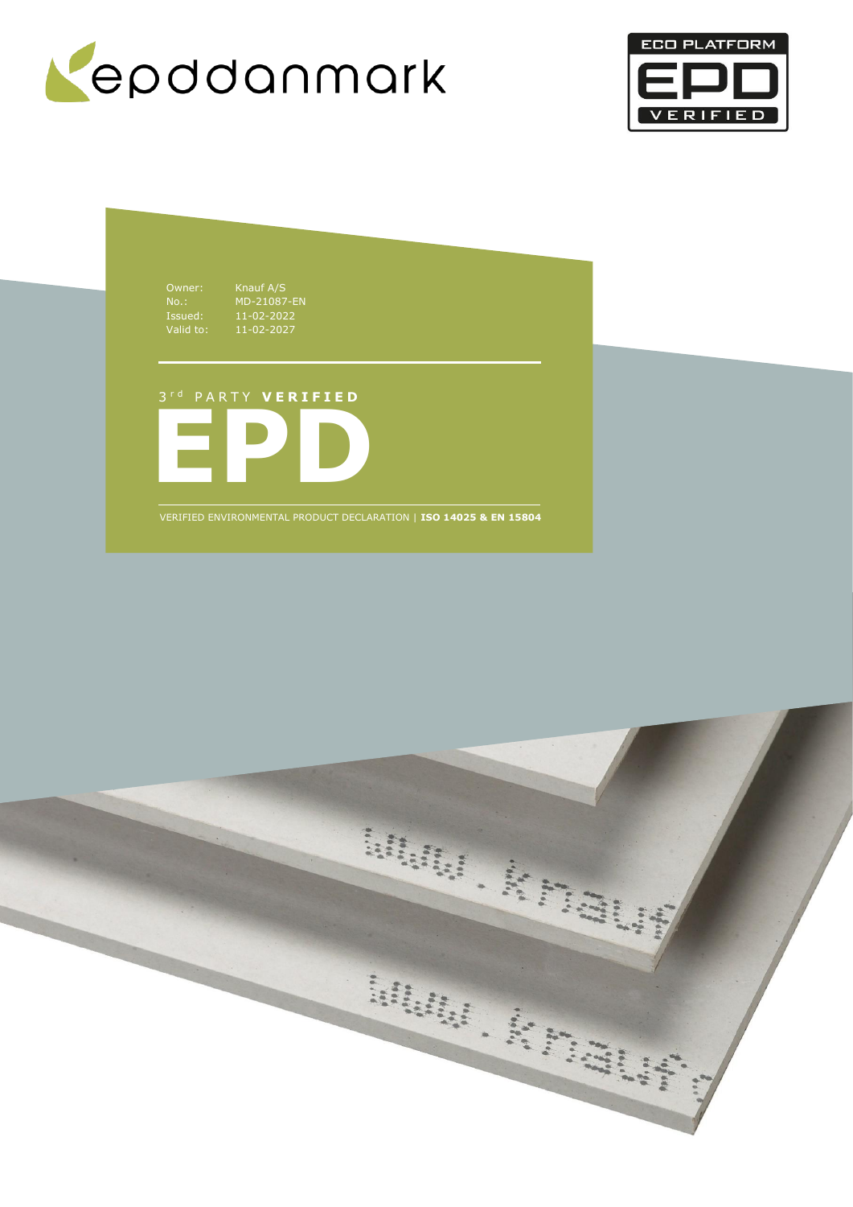epddanmark

ECO PLATFORM
EPD
VERIFIED

Owner: Knauf A/S
No.: MD-21087-EN
Issued: 11-02-2022
Valid to: 11-02-2027

3rd PARTY **VERIFIED**

# EPD

VERIFIED ENVIRONMENTAL PRODUCT DECLARATION | **ISO 14025 & EN 15804**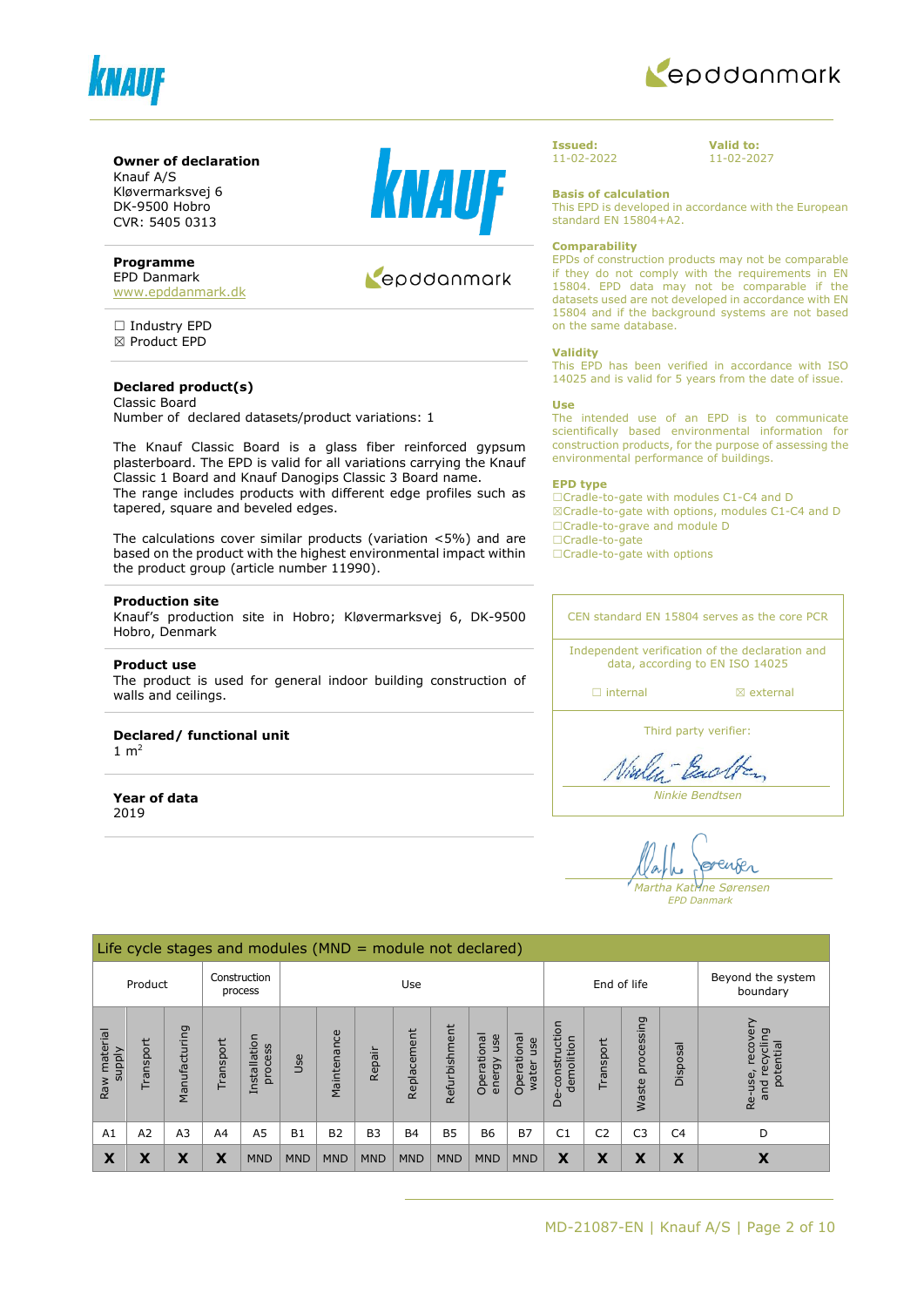**Owner of declaration**
Knauf A/S
Kløvermarksvej 6
DK-9500 Hobro
CVR: 5405 0313

**Programme**
EPD Danmark
www.epddanmark.dk

☐ Industry EPD
☒ Product EPD

**Declared product(s)**
Classic Board
Number of declared datasets/product variations: 1

The Knauf Classic Board is a glass fiber reinforced gypsum plasterboard. The EPD is valid for all variations carrying the Knauf Classic 1 Board and Knauf Danogips Classic 3 Board name.
The range includes products with different edge profiles such as tapered, square and beveled edges.

The calculations cover similar products (variation <5%) and are based on the product with the highest environmental impact within the product group (article number 11990).

**Production site**
Knauf's production site in Hobro; Kløvermarksvej 6, DK-9500 Hobro, Denmark

**Product use**
The product is used for general indoor building construction of walls and ceilings.

**Declared/ functional unit**
1 $m^2$

**Year of data**
2019

**Issued:**
11-02-2022

**Valid to:**
11-02-2027

**Basis of calculation**
This EPD is developed in accordance with the European standard EN 15804+A2.

**Comparability**
EPDs of construction products may not be comparable if they do not comply with the requirements in EN 15804. EPD data may not be comparable if the datasets used are not developed in accordance with EN 15804 and if the background systems are not based on the same database.

**Validity**
This EPD has been verified in accordance with ISO 14025 and is valid for 5 years from the date of issue.

**Use**
The intended use of an EPD is to communicate scientifically based environmental information for construction products, for the purpose of assessing the environmental performance of buildings.

**EPD type**
☐Cradle-to-gate with modules C1-C4 and D
☒Cradle-to-gate with options, modules C1-C4 and D
☐Cradle-to-grave and module D
☐Cradle-to-gate
☐Cradle-to-gate with options

CEN standard EN 15804 serves as the core PCR

Independent verification of the declaration and data, according to EN ISO 14025

☐ internal ☒ external

Third party verifier:

Ninkie Bendtsen

Martha Katrine Sørensen
*EPD Danmark*

| Life cycle stages and modules (MND = module not declared) | | | | | | | | | | | | | | | | |
|---|---|---|---|---|---|---|---|---|---|---|---|---|---|---|---|---|
| Product | | | Construction process | | Use | | | | | | | End of life | | | | Beyond the system boundary |
| Raw material supply | Transport | Manufacturing | Transport | Installation process | Use | Maintenance | Repair | Replacement | Refurbishment | Operational energy use | Operational water use | De-construction demolition | Transport | Waste processing | Disposal | Re-use, recovery and recycling potential |
| A1 | A2 | A3 | A4 | A5 | B1 | B2 | B3 | B4 | B5 | B6 | B7 | C1 | C2 | C3 | C4 | D |
| X | X | X | X | MND | MND | MND | MND | MND | MND | MND | MND | X | X | X | X | X |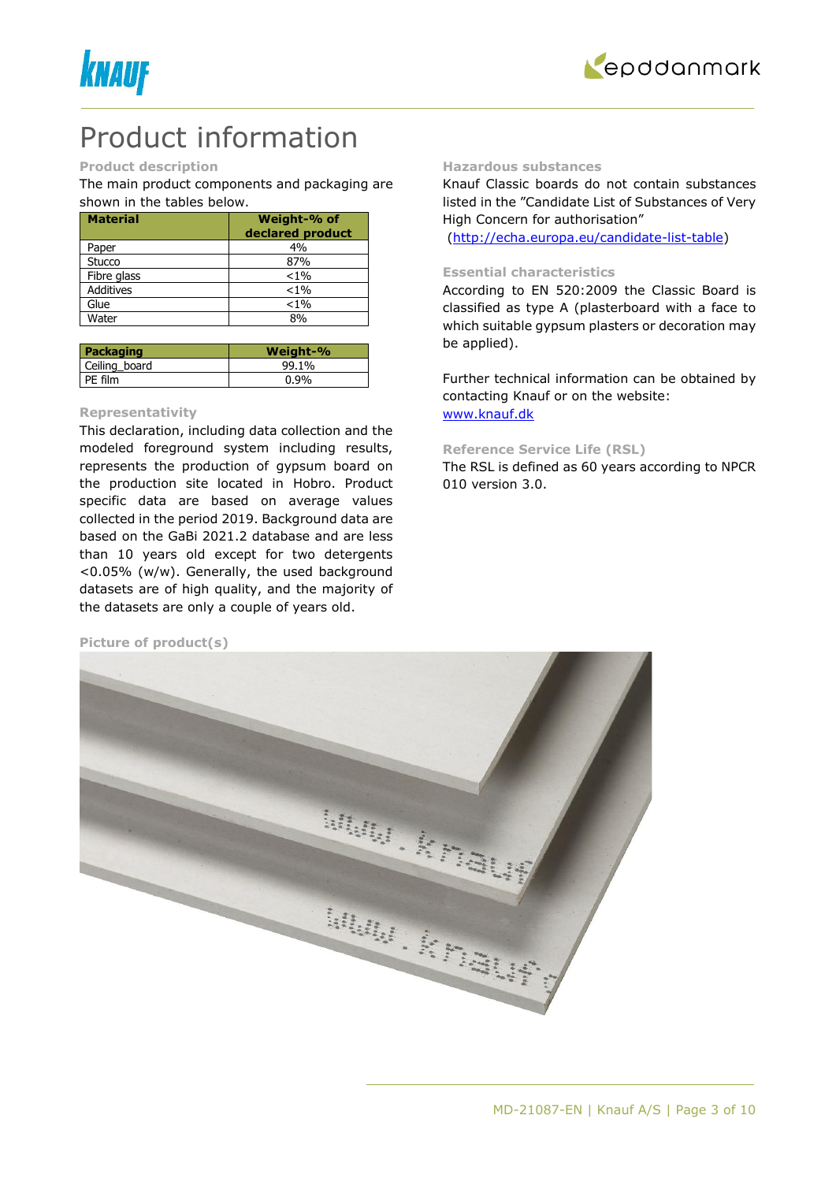# Product information

### Product description

The main product components and packaging are shown in the tables below.

| Material | Weight-% of declared product |
|---|---|
| Paper | 4% |
| Stucco | 87% |
| Fibre glass | <1% |
| Additives | <1% |
| Glue | <1% |
| Water | 8% |

| Packaging | Weight-% |
|---|---|
| Ceiling_board | 99.1% |
| PE film | 0.9% |

### Representativity

This declaration, including data collection and the modeled foreground system including results, represents the production of gypsum board on the production site located in Hobro. Product specific data are based on average values collected in the period 2019. Background data are based on the GaBi 2021.2 database and are less than 10 years old except for two detergents <0.05% (w/w). Generally, the used background datasets are of high quality, and the majority of the datasets are only a couple of years old.

### Picture of product(s)

### Hazardous substances

Knauf Classic boards do not contain substances listed in the "Candidate List of Substances of Very High Concern for authorisation"
(http://echa.europa.eu/candidate-list-table)

### Essential characteristics

According to EN 520:2009 the Classic Board is classified as type A (plasterboard with a face to which suitable gypsum plasters or decoration may be applied).

Further technical information can be obtained by contacting Knauf or on the website: www.knauf.dk

### Reference Service Life (RSL)

The RSL is defined as 60 years according to NPCR 010 version 3.0.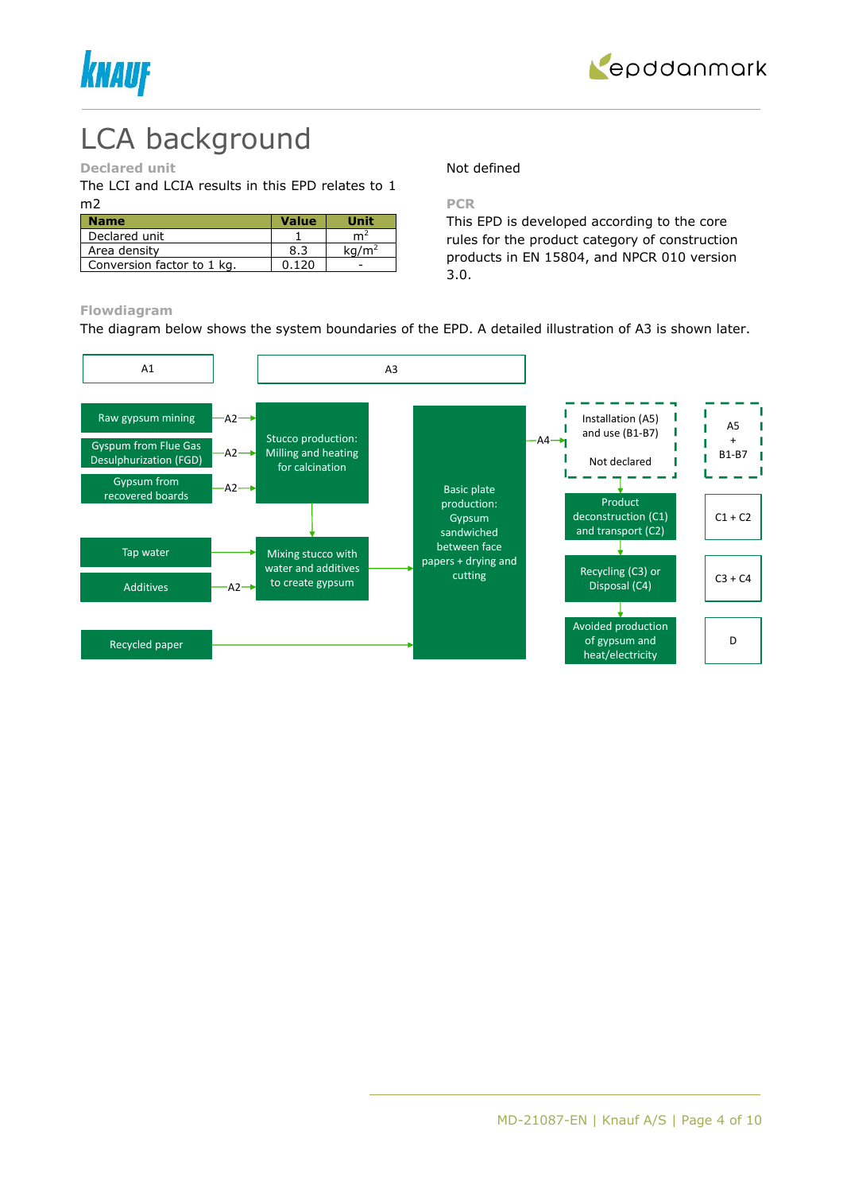# LCA background

**Declared unit**

The LCI and LCIA results in this EPD relates to 1 m2

| Name | Value | Unit |
|---|---|---|
| Declared unit | 1 | $m^2$ |
| Area density | 8.3 | $kg/m^2$ |
| Conversion factor to 1 kg. | 0.120 | - |

Not defined

**PCR**

This EPD is developed according to the core rules for the product category of construction products in EN 15804, and NPCR 010 version 3.0.

**Flowdiagram**

The diagram below shows the system boundaries of the EPD. A detailed illustration of A3 is shown later.

A1

- Raw gypsum mining —A2→ Stucco production: Milling and heating for calcination
- Gyspum from Flue Gas Desulphurization (FGD) —A2→ Stucco production: Milling and heating for calcination
- Gypsum from recovered boards —A2→ Stucco production: Milling and heating for calcination
- Tap water → Mixing stucco with water and additives to create gypsum
- Additives —A2→ Mixing stucco with water and additives to create gypsum
- Recycled paper → Basic plate production

A3

- Stucco production: Milling and heating for calcination → Mixing stucco with water and additives to create gypsum
- Mixing stucco with water and additives to create gypsum → Basic plate production: Gypsum sandwiched between face papers + drying and cutting

Basic plate production —A4→ Installation (A5) and use (B1-B7) Not declared → Product deconstruction (C1) and transport (C2) → Recycling (C3) or Disposal (C4) → Avoided production of gypsum and heat/electricity

- A5 + B1-B7
- C1 + C2
- C3 + C4
- D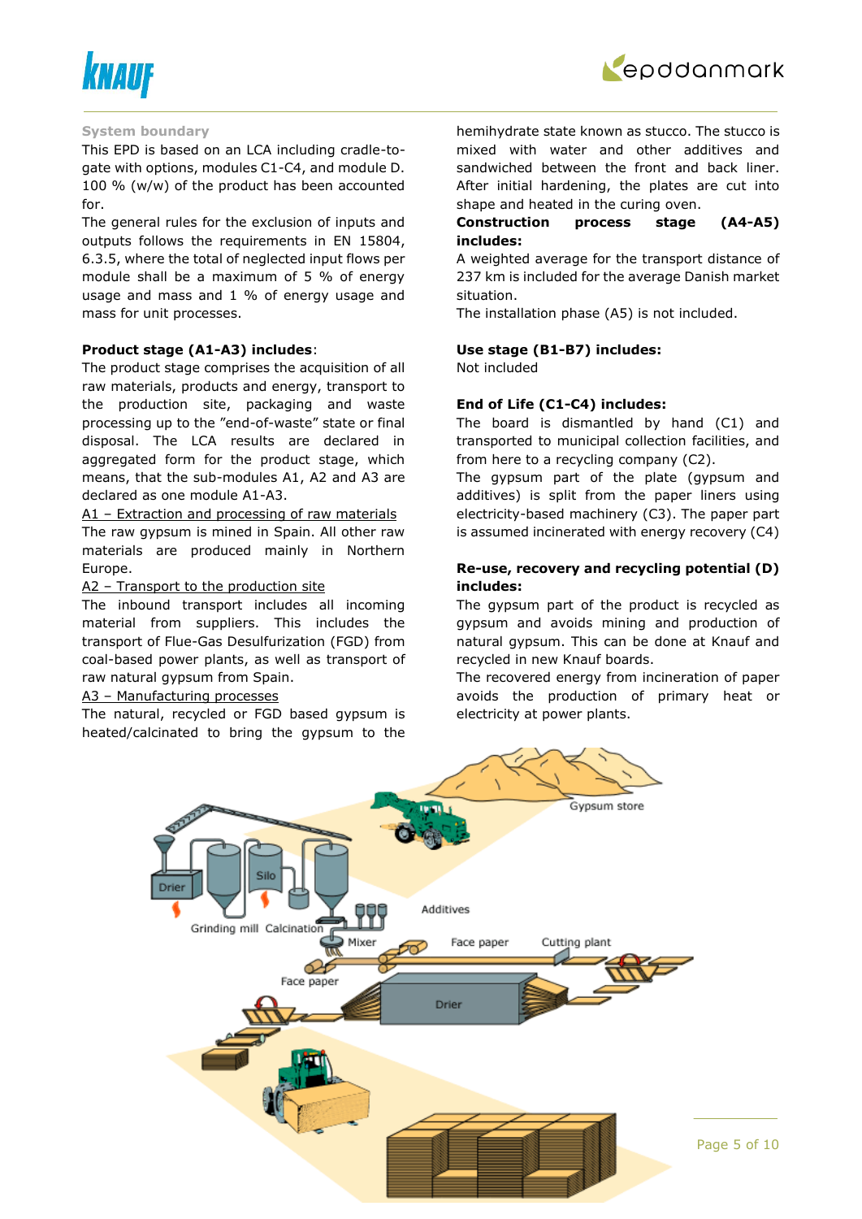### System boundary

This EPD is based on an LCA including cradle-to-gate with options, modules C1-C4, and module D. 100 % (w/w) of the product has been accounted for.

The general rules for the exclusion of inputs and outputs follows the requirements in EN 15804, 6.3.5, where the total of neglected input flows per module shall be a maximum of 5 % of energy usage and mass and 1 % of energy usage and mass for unit processes.

**Product stage (A1-A3) includes**:

The product stage comprises the acquisition of all raw materials, products and energy, transport to the production site, packaging and waste processing up to the "end-of-waste" state or final disposal. The LCA results are declared in aggregated form for the product stage, which means, that the sub-modules A1, A2 and A3 are declared as one module A1-A3.

A1 – Extraction and processing of raw materials

The raw gypsum is mined in Spain. All other raw materials are produced mainly in Northern Europe.

A2 – Transport to the production site

The inbound transport includes all incoming material from suppliers. This includes the transport of Flue-Gas Desulfurization (FGD) from coal-based power plants, as well as transport of raw natural gypsum from Spain.

A3 – Manufacturing processes

The natural, recycled or FGD based gypsum is heated/calcinated to bring the gypsum to the hemihydrate state known as stucco. The stucco is mixed with water and other additives and sandwiched between the front and back liner. After initial hardening, the plates are cut into shape and heated in the curing oven.

**Construction process stage (A4-A5) includes:**

A weighted average for the transport distance of 237 km is included for the average Danish market situation.

The installation phase (A5) is not included.

**Use stage (B1-B7) includes:**

Not included

**End of Life (C1-C4) includes:**

The board is dismantled by hand (C1) and transported to municipal collection facilities, and from here to a recycling company (C2).

The gypsum part of the plate (gypsum and additives) is split from the paper liners using electricity-based machinery (C3). The paper part is assumed incinerated with energy recovery (C4)

**Re-use, recovery and recycling potential (D) includes:**

The gypsum part of the product is recycled as gypsum and avoids mining and production of natural gypsum. This can be done at Knauf and recycled in new Knauf boards.

The recovered energy from incineration of paper avoids the production of primary heat or electricity at power plants.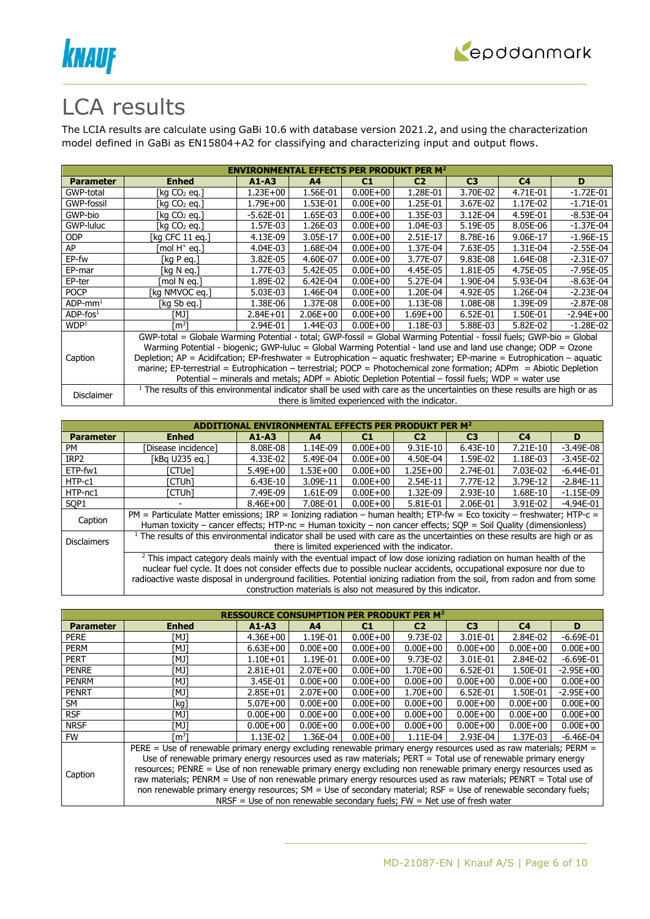# LCA results

The LCIA results are calculate using GaBi 10.6 with database version 2021.2, and using the characterization model defined in GaBi as EN15804+A2 for classifying and characterizing input and output flows.

| ENVIRONMENTAL EFFECTS PER PRODUKT PER M² | | | | | | | | |
|---|---|---|---|---|---|---|---|---|
| **Parameter** | **Enhed** | **A1-A3** | **A4** | **C1** | **C2** | **C3** | **C4** | **D** |
| GWP-total | [kg $CO_2$ eq.] | 1.23E+00 | 1.56E-01 | 0.00E+00 | 1.28E-01 | 3.70E-02 | 4.71E-01 | -1.72E-01 |
| GWP-fossil | [kg $CO_2$ eq.] | 1.79E+00 | 1.53E-01 | 0.00E+00 | 1.25E-01 | 3.67E-02 | 1.17E-02 | -1.71E-01 |
| GWP-bio | [kg $CO_2$ eq.] | -5.62E-01 | 1.65E-03 | 0.00E+00 | 1.35E-03 | 3.12E-04 | 4.59E-01 | -8.53E-04 |
| GWP-luluc | [kg $CO_2$ eq.] | 1.57E-03 | 1.26E-03 | 0.00E+00 | 1.04E-03 | 5.19E-05 | 8.05E-06 | -1.37E-04 |
| ODP | [kg CFC 11 eq.] | 4.13E-09 | 3.05E-17 | 0.00E+00 | 2.51E-17 | 8.78E-16 | 9.06E-17 | -1.96E-15 |
| AP | [mol $H^+$ eq.] | 4.04E-03 | 1.68E-04 | 0.00E+00 | 1.37E-04 | 7.63E-05 | 1.31E-04 | -2.55E-04 |
| EP-fw | [kg P eq.] | 3.82E-05 | 4.60E-07 | 0.00E+00 | 3.77E-07 | 9.83E-08 | 1.64E-08 | -2.31E-07 |
| EP-mar | [kg N eq.] | 1.77E-03 | 5.42E-05 | 0.00E+00 | 4.45E-05 | 1.81E-05 | 4.75E-05 | -7.95E-05 |
| EP-ter | [mol N eq.] | 1.89E-02 | 6.42E-04 | 0.00E+00 | 5.27E-04 | 1.90E-04 | 5.93E-04 | -8.63E-04 |
| POCP | [kg NMVOC eq.] | 5.03E-03 | 1.46E-04 | 0.00E+00 | 1.20E-04 | 4.92E-05 | 1.26E-04 | -2.23E-04 |
| ADP-mm[1] | [kg Sb eq.] | 1.38E-06 | 1.37E-08 | 0.00E+00 | 1.13E-08 | 1.08E-08 | 1.39E-09 | -2.87E-08 |
| ADP-fos[1] | [MJ] | 2.84E+01 | 2.06E+00 | 0.00E+00 | 1.69E+00 | 6.52E-01 | 1.50E-01 | -2.94E+00 |
| WDP[1] | [$m^3$] | 2.94E-01 | 1.44E-03 | 0.00E+00 | 1.18E-03 | 5.88E-03 | 5.82E-02 | -1.28E-02 |
| Caption | GWP-total = Globale Warming Potential - total; GWP-fossil = Global Warming Potential - fossil fuels; GWP-bio = Global Warming Potential - biogenic; GWP-luluc = Global Warming Potential - land use and land use change; ODP = Ozone Depletion; AP = Acidifcation; EP-freshwater = Eutrophication – aquatic freshwater; EP-marine = Eutrophication – aquatic marine; EP-terrestrial = Eutrophication – terrestrial; POCP = Photochemical zone formation; ADPm = Abiotic Depletion Potential – minerals and metals; ADPf = Abiotic Depletion Potential – fossil fuels; WDP = water use | | | | | | | |
| Disclaimer | [1] The results of this environmental indicator shall be used with care as the uncertainties on these results are high or as there is limited experienced with the indicator. | | | | | | | |

| ADDITIONAL ENVIRONMENTAL EFFECTS PER PRODUKT PER M² | | | | | | | | |
|---|---|---|---|---|---|---|---|---|
| **Parameter** | **Enhed** | **A1-A3** | **A4** | **C1** | **C2** | **C3** | **C4** | **D** |
| PM | [Disease incidence] | 8.08E-08 | 1.14E-09 | 0.00E+00 | 9.31E-10 | 6.43E-10 | 7.21E-10 | -3.49E-08 |
| IRP2 | [kBq U235 eq.] | 4.33E-02 | 5.49E-04 | 0.00E+00 | 4.50E-04 | 1.59E-02 | 1.18E-03 | -3.45E-02 |
| ETP-fw1 | [CTUe] | 5.49E+00 | 1.53E+00 | 0.00E+00 | 1.25E+00 | 2.74E-01 | 7.03E-02 | -6.44E-01 |
| HTP-c1 | [CTUh] | 6.43E-10 | 3.09E-11 | 0.00E+00 | 2.54E-11 | 7.77E-12 | 3.79E-12 | -2.84E-11 |
| HTP-nc1 | [CTUh] | 7.49E-09 | 1.61E-09 | 0.00E+00 | 1.32E-09 | 2.93E-10 | 1.68E-10 | -1.15E-09 |
| SQP1 | - | 8.46E+00 | 7.08E-01 | 0.00E+00 | 5.81E-01 | 2.06E-01 | 3.91E-02 | -4.94E-01 |
| Caption | PM = Particulate Matter emissions; IRP = Ionizing radiation – human health; ETP-fw = Eco toxicity – freshwater; HTP-c = Human toxicity – cancer effects; HTP-nc = Human toxicity – non cancer effects; SQP = Soil Quality (dimensionless) | | | | | | | |
| Disclaimers | [1] The results of this environmental indicator shall be used with care as the uncertainties on these results are high or as there is limited experienced with the indicator. | | | | | | | |
| | [2] This impact category deals mainly with the eventual impact of low dose ionizing radiation on human health of the nuclear fuel cycle. It does not consider effects due to possible nuclear accidents, occupational exposure nor due to radioactive waste disposal in underground facilities. Potential ionizing radiation from the soil, from radon and from some construction materials is also not measured by this indicator. | | | | | | | |

| RESSOURCE CONSUMPTION PER PRODUKT PER M² | | | | | | | | |
|---|---|---|---|---|---|---|---|---|
| **Parameter** | **Enhed** | **A1-A3** | **A4** | **C1** | **C2** | **C3** | **C4** | **D** |
| PERE | [MJ] | 4.36E+00 | 1.19E-01 | 0.00E+00 | 9.73E-02 | 3.01E-01 | 2.84E-02 | -6.69E-01 |
| PERM | [MJ] | 6.63E+00 | 0.00E+00 | 0.00E+00 | 0.00E+00 | 0.00E+00 | 0.00E+00 | 0.00E+00 |
| PERT | [MJ] | 1.10E+01 | 1.19E-01 | 0.00E+00 | 9.73E-02 | 3.01E-01 | 2.84E-02 | -6.69E-01 |
| PENRE | [MJ] | 2.81E+01 | 2.07E+00 | 0.00E+00 | 1.70E+00 | 6.52E-01 | 1.50E-01 | -2.95E+00 |
| PENRM | [MJ] | 3.45E-01 | 0.00E+00 | 0.00E+00 | 0.00E+00 | 0.00E+00 | 0.00E+00 | 0.00E+00 |
| PENRT | [MJ] | 2.85E+01 | 2.07E+00 | 0.00E+00 | 1.70E+00 | 6.52E-01 | 1.50E-01 | -2.95E+00 |
| SM | [kg] | 5.07E+00 | 0.00E+00 | 0.00E+00 | 0.00E+00 | 0.00E+00 | 0.00E+00 | 0.00E+00 |
| RSF | [MJ] | 0.00E+00 | 0.00E+00 | 0.00E+00 | 0.00E+00 | 0.00E+00 | 0.00E+00 | 0.00E+00 |
| NRSF | [MJ] | 0.00E+00 | 0.00E+00 | 0.00E+00 | 0.00E+00 | 0.00E+00 | 0.00E+00 | 0.00E+00 |
| FW | [$m^3$] | 1.13E-02 | 1.36E-04 | 0.00E+00 | 1.11E-04 | 2.93E-04 | 1.37E-03 | -6.46E-04 |
| Caption | PERE = Use of renewable primary energy excluding renewable primary energy resources used as raw materials; PERM = Use of renewable primary energy resources used as raw materials; PERT = Total use of renewable primary energy resources; PENRE = Use of non renewable primary energy excluding non renewable primary energy resources used as raw materials; PENRM = Use of non renewable primary energy resources used as raw materials; PENRT = Total use of non renewable primary energy resources; SM = Use of secondary material; RSF = Use of renewable secondary fuels; NRSF = Use of non renewable secondary fuels; FW = Net use of fresh water | | | | | | | |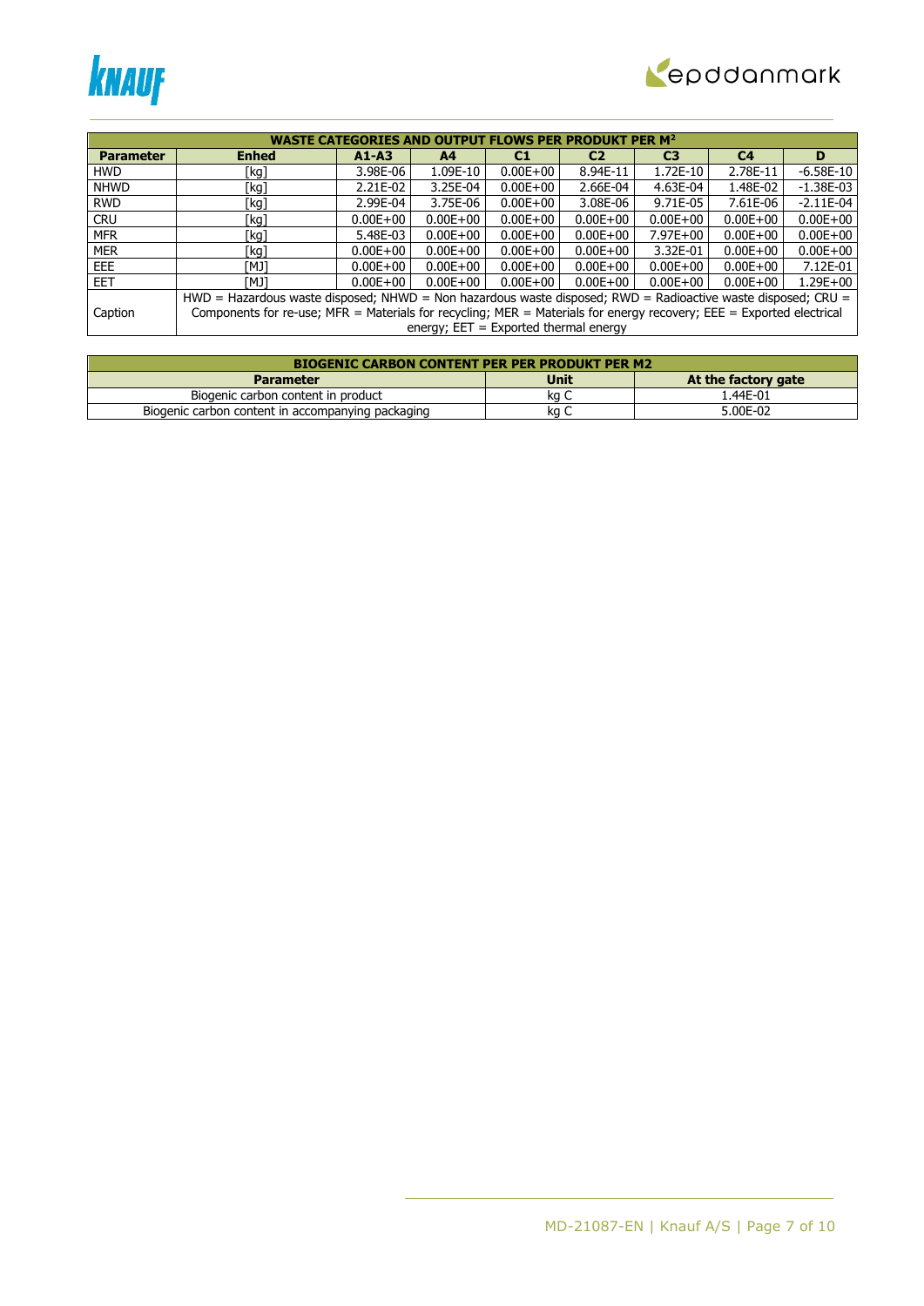| WASTE CATEGORIES AND OUTPUT FLOWS PER PRODUKT PER M² | | | | | | | | |
|---|---|---|---|---|---|---|---|---|
| **Parameter** | **Enhed** | **A1-A3** | **A4** | **C1** | **C2** | **C3** | **C4** | **D** |
| HWD | [kg] | 3.98E-06 | 1.09E-10 | 0.00E+00 | 8.94E-11 | 1.72E-10 | 2.78E-11 | -6.58E-10 |
| NHWD | [kg] | 2.21E-02 | 3.25E-04 | 0.00E+00 | 2.66E-04 | 4.63E-04 | 1.48E-02 | -1.38E-03 |
| RWD | [kg] | 2.99E-04 | 3.75E-06 | 0.00E+00 | 3.08E-06 | 9.71E-05 | 7.61E-06 | -2.11E-04 |
| CRU | [kg] | 0.00E+00 | 0.00E+00 | 0.00E+00 | 0.00E+00 | 0.00E+00 | 0.00E+00 | 0.00E+00 |
| MFR | [kg] | 5.48E-03 | 0.00E+00 | 0.00E+00 | 0.00E+00 | 7.97E+00 | 0.00E+00 | 0.00E+00 |
| MER | [kg] | 0.00E+00 | 0.00E+00 | 0.00E+00 | 0.00E+00 | 3.32E-01 | 0.00E+00 | 0.00E+00 |
| EEE | [MJ] | 0.00E+00 | 0.00E+00 | 0.00E+00 | 0.00E+00 | 0.00E+00 | 0.00E+00 | 7.12E-01 |
| EET | [MJ] | 0.00E+00 | 0.00E+00 | 0.00E+00 | 0.00E+00 | 0.00E+00 | 0.00E+00 | 1.29E+00 |
| Caption | HWD = Hazardous waste disposed; NHWD = Non hazardous waste disposed; RWD = Radioactive waste disposed; CRU = Components for re-use; MFR = Materials for recycling; MER = Materials for energy recovery; EEE = Exported electrical energy; EET = Exported thermal energy | | | | | | | |

| BIOGENIC CARBON CONTENT PER PER PRODUKT PER M2 | | |
|---|---|---|
| **Parameter** | **Unit** | **At the factory gate** |
| Biogenic carbon content in product | kg C | 1.44E-01 |
| Biogenic carbon content in accompanying packaging | kg C | 5.00E-02 |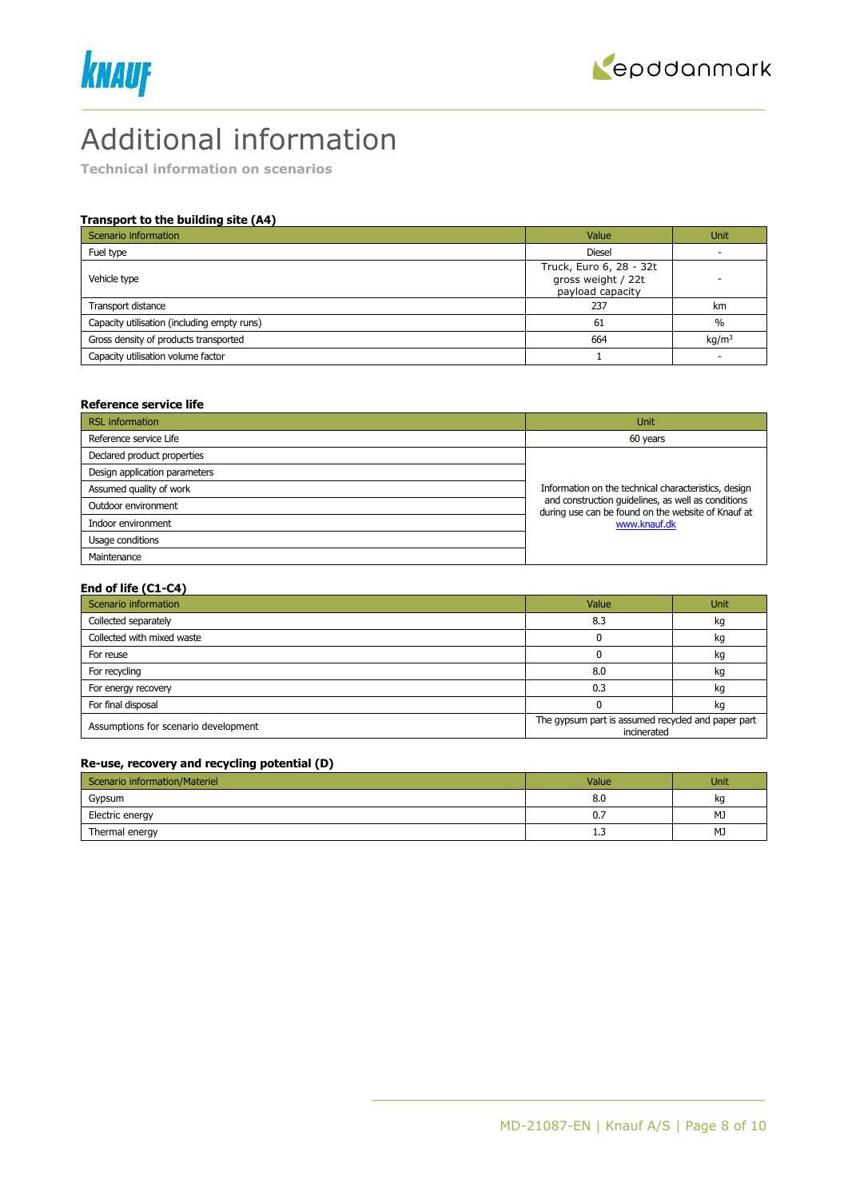# Additional information

**Technical information on scenarios**

### Transport to the building site (A4)

| Scenario information | Value | Unit |
|---|---|---|
| Fuel type | Diesel | - |
| Vehicle type | Truck, Euro 6, 28 - 32t gross weight / 22t payload capacity | - |
| Transport distance | 237 | km |
| Capacity utilisation (including empty runs) | 61 | % |
| Gross density of products transported | 664 | kg/m$^3$ |
| Capacity utilisation volume factor | 1 | - |

### Reference service life

| RSL information | Unit |
|---|---|
| Reference service Life | 60 years |
| Declared product properties | Information on the technical characteristics, design and construction guidelines, as well as conditions during use can be found on the website of Knauf at www.knauf.dk |
| Design application parameters | |
| Assumed quality of work | |
| Outdoor environment | |
| Indoor environment | |
| Usage conditions | |
| Maintenance | |

### End of life (C1-C4)

| Scenario information | Value | Unit |
|---|---|---|
| Collected separately | 8.3 | kg |
| Collected with mixed waste | 0 | kg |
| For reuse | 0 | kg |
| For recycling | 8.0 | kg |
| For energy recovery | 0.3 | kg |
| For final disposal | 0 | kg |
| Assumptions for scenario development | The gypsum part is assumed recycled and paper part incinerated | |

### Re-use, recovery and recycling potential (D)

| Scenario information/Materiel | Value | Unit |
|---|---|---|
| Gypsum | 8.0 | kg |
| Electric energy | 0.7 | MJ |
| Thermal energy | 1.3 | MJ |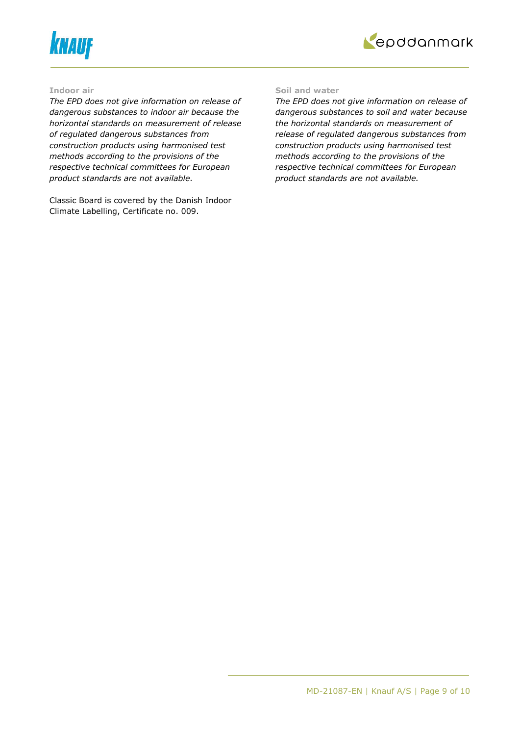### Indoor air

*The EPD does not give information on release of dangerous substances to indoor air because the horizontal standards on measurement of release of regulated dangerous substances from construction products using harmonised test methods according to the provisions of the respective technical committees for European product standards are not available.*

Classic Board is covered by the Danish Indoor Climate Labelling, Certificate no. 009.

### Soil and water

*The EPD does not give information on release of dangerous substances to soil and water because the horizontal standards on measurement of release of regulated dangerous substances from construction products using harmonised test methods according to the provisions of the respective technical committees for European product standards are not available.*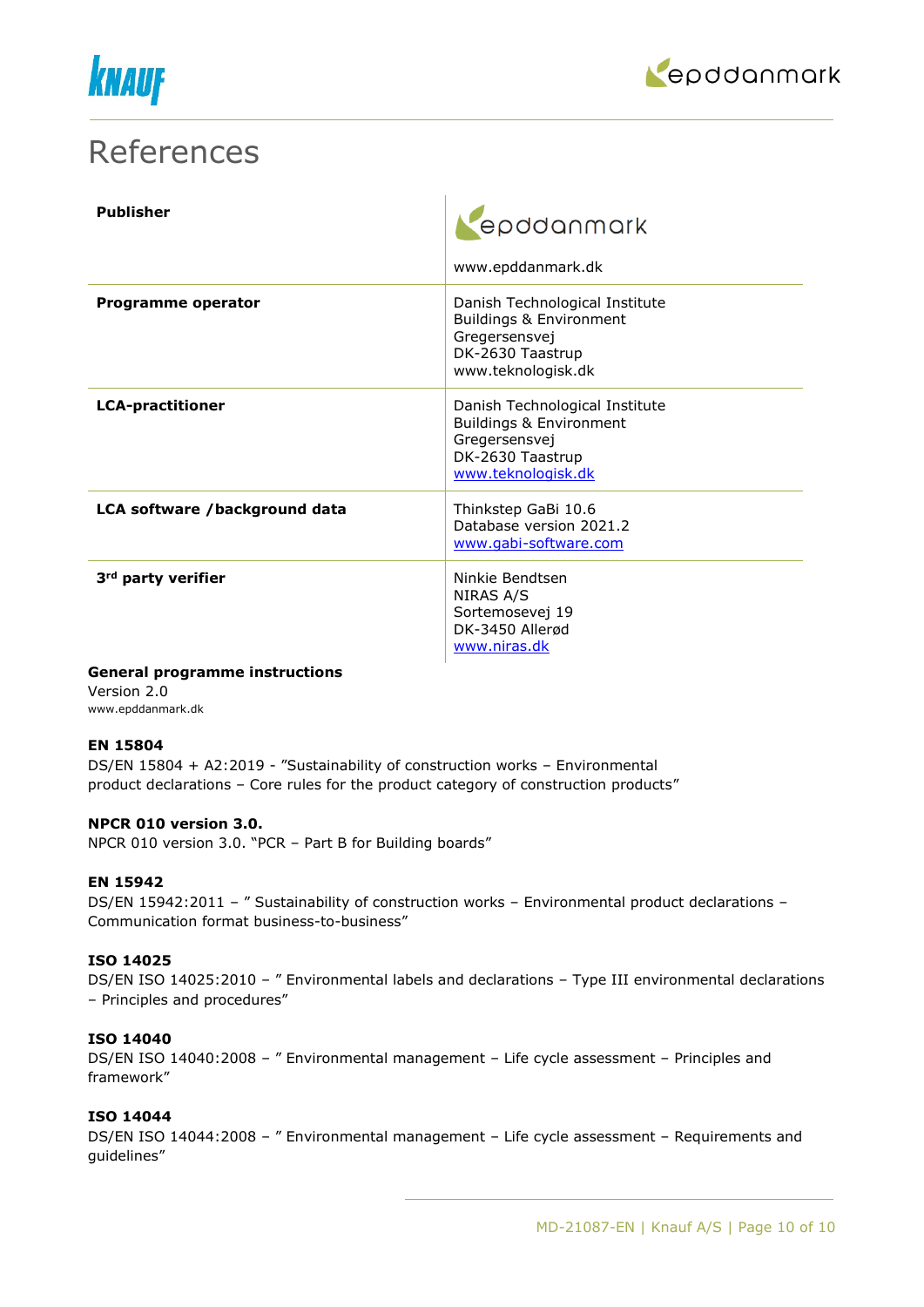# References

| | |
|---|---|
| **Publisher** | epddanmark<br>www.epddanmark.dk |
| **Programme operator** | Danish Technological Institute<br>Buildings & Environment<br>Gregersensvej<br>DK-2630 Taastrup<br>www.teknologisk.dk |
| **LCA-practitioner** | Danish Technological Institute<br>Buildings & Environment<br>Gregersensvej<br>DK-2630 Taastrup<br>www.teknologisk.dk |
| **LCA software /background data** | Thinkstep GaBi 10.6<br>Database version 2021.2<br>www.gabi-software.com |
| **3rd party verifier** | Ninkie Bendtsen<br>NIRAS A/S<br>Sortemosevej 19<br>DK-3450 Allerød<br>www.niras.dk |

**General programme instructions**
Version 2.0
www.epddanmark.dk

**EN 15804**
DS/EN 15804 + A2:2019 - "Sustainability of construction works – Environmental product declarations – Core rules for the product category of construction products"

**NPCR 010 version 3.0.**
NPCR 010 version 3.0. "PCR – Part B for Building boards"

**EN 15942**
DS/EN 15942:2011 – " Sustainability of construction works – Environmental product declarations – Communication format business-to-business"

**ISO 14025**
DS/EN ISO 14025:2010 – " Environmental labels and declarations – Type III environmental declarations – Principles and procedures"

**ISO 14040**
DS/EN ISO 14040:2008 – " Environmental management – Life cycle assessment – Principles and framework"

**ISO 14044**
DS/EN ISO 14044:2008 – " Environmental management – Life cycle assessment – Requirements and guidelines"